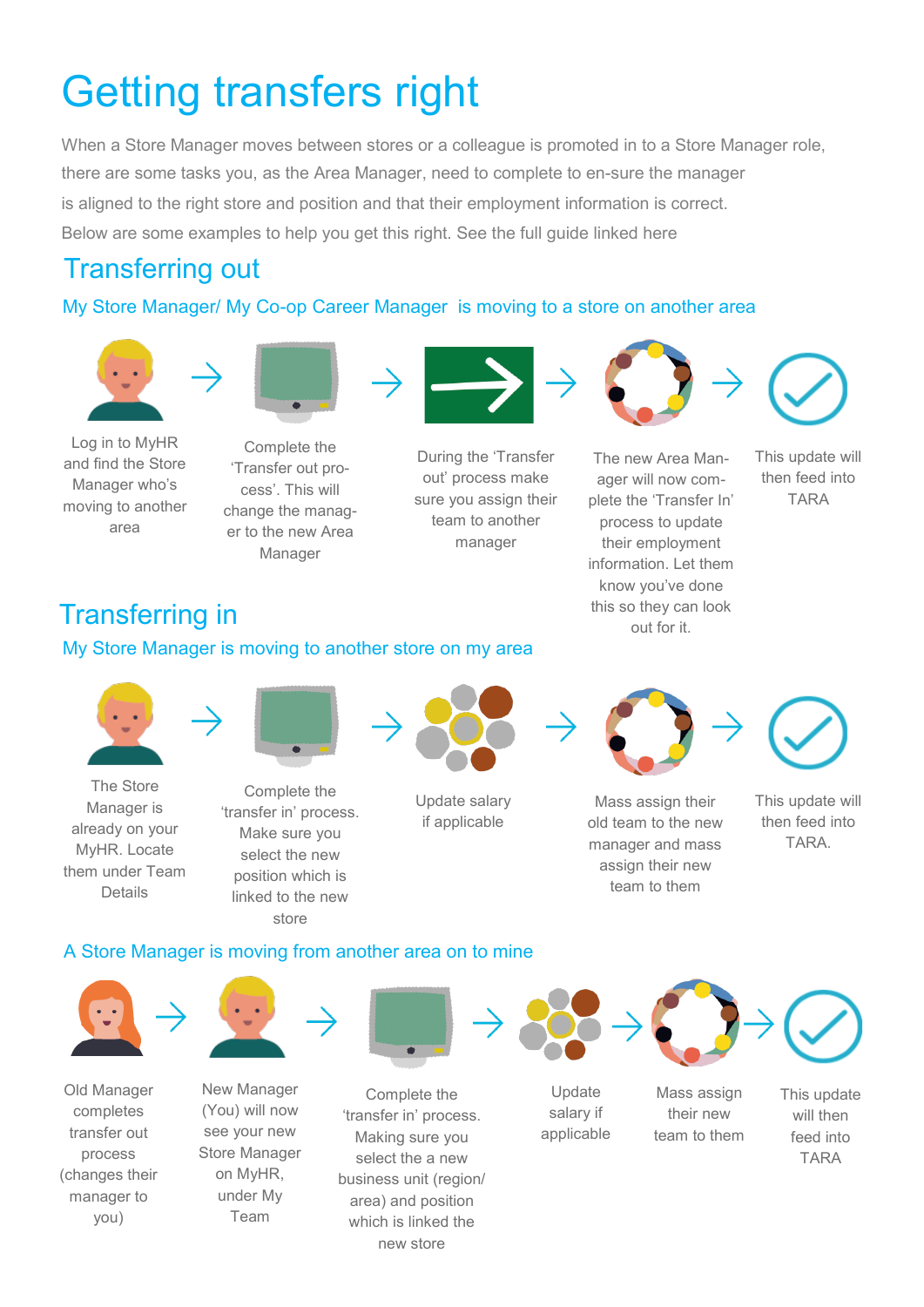# Getting transfers right

When a Store Manager moves between stores or a colleague is promoted in to a Store Manager role, there are some tasks you, as the Area Manager, need to complete to en-sure the manager is aligned to the right store and position and that their employment information is correct. Below are some examples to help you get this right. See the full guide linked here

## Transferring out

### My Store Manager/ My Co-op Career Manager is moving to a store on another area

1. Log in to MyHR and find the Store Manager who's moving to another area
2. Complete the 'Transfer out pro-cess'. This will change the manag-er to the new Area Manager
3. During the 'Transfer out' process make sure you assign their team to another manager
4. The new Area Man-ager will now com-plete the 'Transfer In' process to update their employment information. Let them know you've done this so they can look out for it.
5. This update will then feed into TARA

## Transferring in

### My Store Manager is moving to another store on my area

1. The Store Manager is already on your MyHR. Locate them under Team Details
2. Complete the 'transfer in' process. Make sure you select the new position which is linked to the new store
3. Update salary if applicable
4. Mass assign their old team to the new manager and mass assign their new team to them
5. This update will then feed into TARA.

### A Store Manager is moving from another area on to mine

1. Old Manager completes transfer out process (changes their manager to you)
2. New Manager (You) will now see your new Store Manager on MyHR, under My Team
3. Complete the 'transfer in' process. Making sure you select the a new business unit (region/ area) and position which is linked the new store
4. Update salary if applicable
5. Mass assign their new team to them
6. This update will then feed into TARA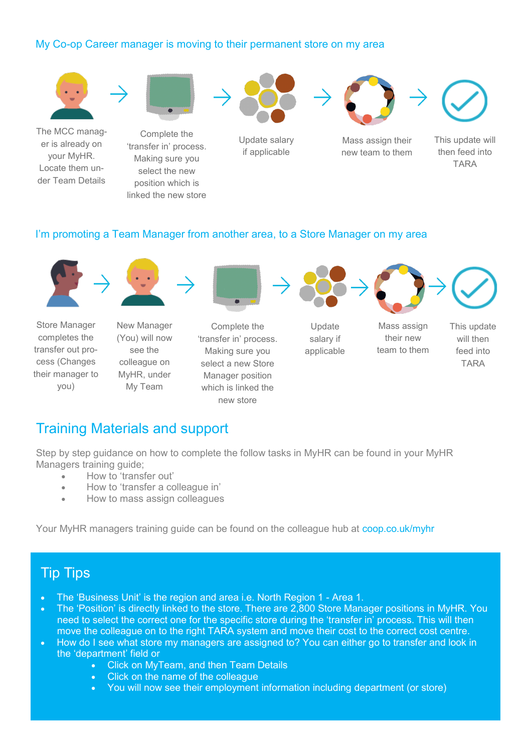My Co-op Career manager is moving to their permanent store on my area

The MCC manager is already on your MyHR. Locate them under Team Details

→

Complete the 'transfer in' process. Making sure you select the new position which is linked the new store

→

Update salary if applicable

→

Mass assign their new team to them

→

This update will then feed into TARA

I'm promoting a Team Manager from another area, to a Store Manager on my area

Store Manager completes the transfer out process (Changes their manager to you)

→

New Manager (You) will now see the colleague on MyHR, under My Team

→

Complete the 'transfer in' process. Making sure you select a new Store Manager position which is linked the new store

→

Update salary if applicable

→

Mass assign their new team to them

→

This update will then feed into TARA

## Training Materials and support

Step by step guidance on how to complete the follow tasks in MyHR can be found in your MyHR Managers training guide;

- How to 'transfer out'
- How to 'transfer a colleague in'
- How to mass assign colleagues

Your MyHR managers training guide can be found on the colleague hub at coop.co.uk/myhr

## Tip Tips

- The 'Business Unit' is the region and area i.e. North Region 1 - Area 1.
- The 'Position' is directly linked to the store. There are 2,800 Store Manager positions in MyHR. You need to select the correct one for the specific store during the 'transfer in' process. This will then move the colleague on to the right TARA system and move their cost to the correct cost centre.
- How do I see what store my managers are assigned to? You can either go to transfer and look in the 'department' field or
  - Click on MyTeam, and then Team Details
  - Click on the name of the colleague
  - You will now see their employment information including department (or store)